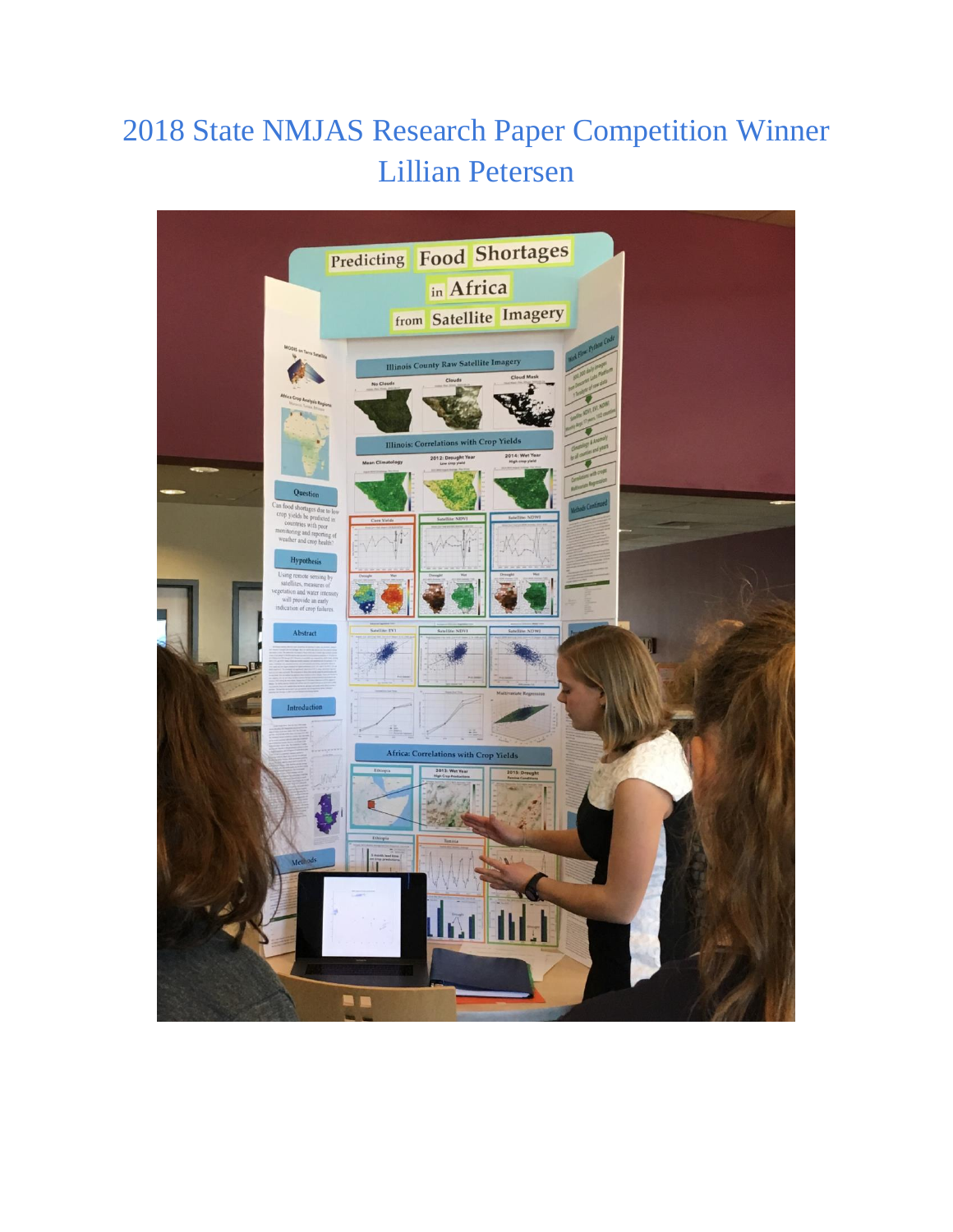# 2018 State NMJAS Research Paper Competition Winner
# Lillian Petersen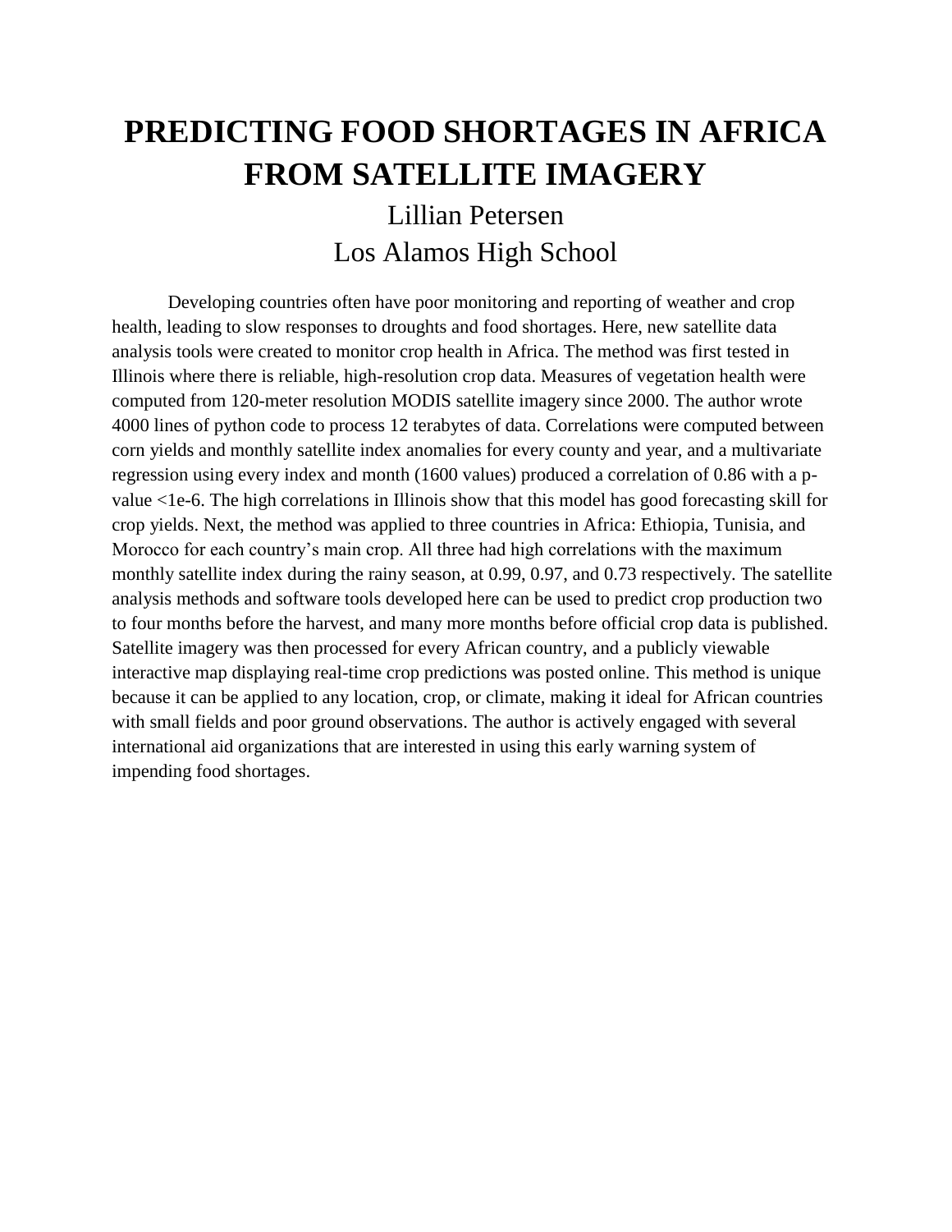# PREDICTING FOOD SHORTAGES IN AFRICA FROM SATELLITE IMAGERY

Lillian Petersen

Los Alamos High School

Developing countries often have poor monitoring and reporting of weather and crop health, leading to slow responses to droughts and food shortages. Here, new satellite data analysis tools were created to monitor crop health in Africa. The method was first tested in Illinois where there is reliable, high-resolution crop data. Measures of vegetation health were computed from 120-meter resolution MODIS satellite imagery since 2000. The author wrote 4000 lines of python code to process 12 terabytes of data. Correlations were computed between corn yields and monthly satellite index anomalies for every county and year, and a multivariate regression using every index and month (1600 values) produced a correlation of 0.86 with a p-value <1e-6. The high correlations in Illinois show that this model has good forecasting skill for crop yields. Next, the method was applied to three countries in Africa: Ethiopia, Tunisia, and Morocco for each country's main crop. All three had high correlations with the maximum monthly satellite index during the rainy season, at 0.99, 0.97, and 0.73 respectively. The satellite analysis methods and software tools developed here can be used to predict crop production two to four months before the harvest, and many more months before official crop data is published. Satellite imagery was then processed for every African country, and a publicly viewable interactive map displaying real-time crop predictions was posted online. This method is unique because it can be applied to any location, crop, or climate, making it ideal for African countries with small fields and poor ground observations. The author is actively engaged with several international aid organizations that are interested in using this early warning system of impending food shortages.